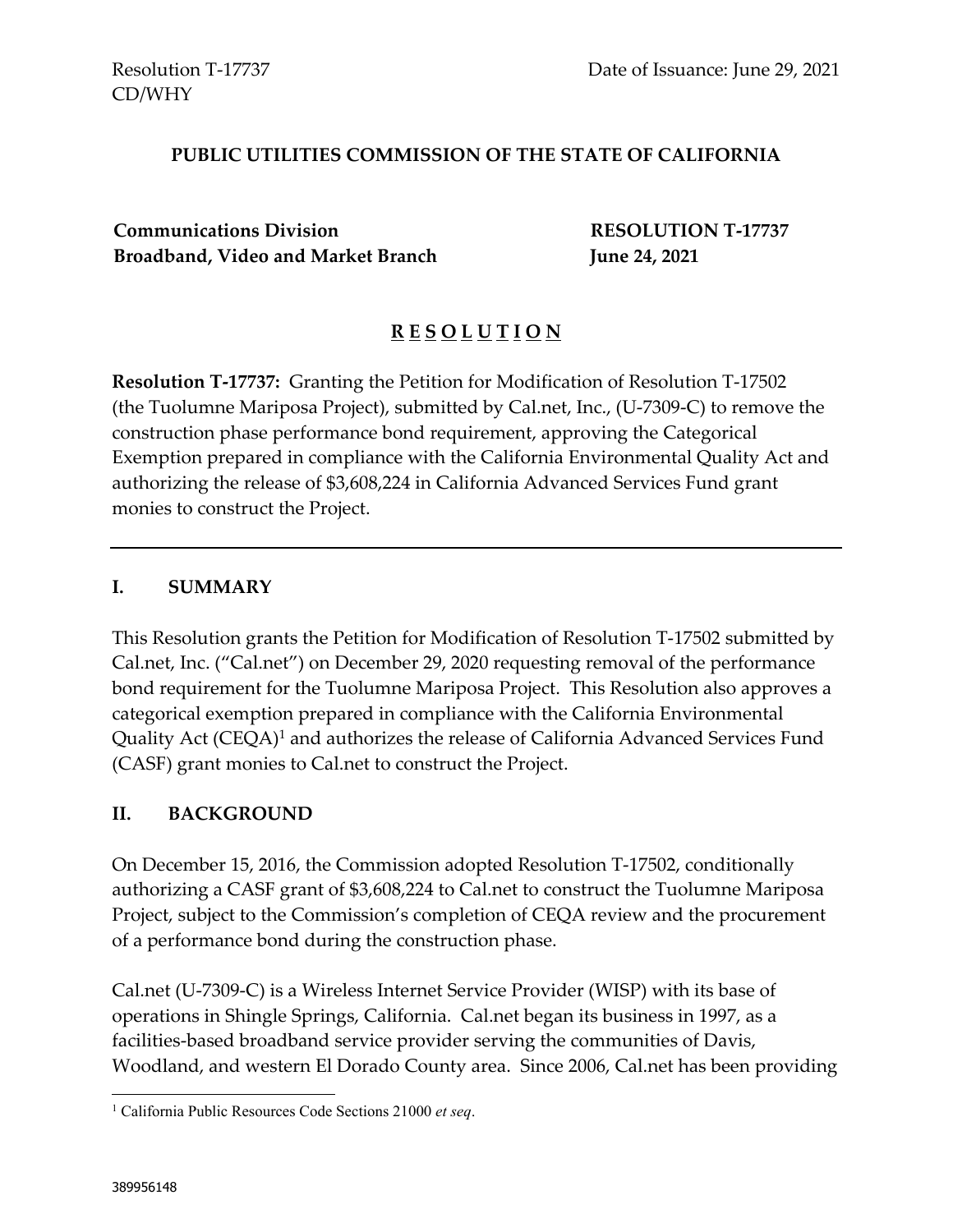Resolution T-17737
CD/WHY

Date of Issuance: June 29, 2021

**PUBLIC UTILITIES COMMISSION OF THE STATE OF CALIFORNIA**

**Communications Division**
**Broadband, Video and Market Branch**

**RESOLUTION T-17737**
**June 24, 2021**

# **R E S O L U T I O N**

**Resolution T-17737:** Granting the Petition for Modification of Resolution T-17502 (the Tuolumne Mariposa Project), submitted by Cal.net, Inc., (U-7309-C) to remove the construction phase performance bond requirement, approving the Categorical Exemption prepared in compliance with the California Environmental Quality Act and authorizing the release of $3,608,224 in California Advanced Services Fund grant monies to construct the Project.

---

## I. SUMMARY

This Resolution grants the Petition for Modification of Resolution T-17502 submitted by Cal.net, Inc. ("Cal.net") on December 29, 2020 requesting removal of the performance bond requirement for the Tuolumne Mariposa Project. This Resolution also approves a categorical exemption prepared in compliance with the California Environmental Quality Act (CEQA)[1] and authorizes the release of California Advanced Services Fund (CASF) grant monies to Cal.net to construct the Project.

## II. BACKGROUND

On December 15, 2016, the Commission adopted Resolution T-17502, conditionally authorizing a CASF grant of $3,608,224 to Cal.net to construct the Tuolumne Mariposa Project, subject to the Commission's completion of CEQA review and the procurement of a performance bond during the construction phase.

Cal.net (U-7309-C) is a Wireless Internet Service Provider (WISP) with its base of operations in Shingle Springs, California. Cal.net began its business in 1997, as a facilities-based broadband service provider serving the communities of Davis, Woodland, and western El Dorado County area. Since 2006, Cal.net has been providing

[1] California Public Resources Code Sections 21000 *et seq*.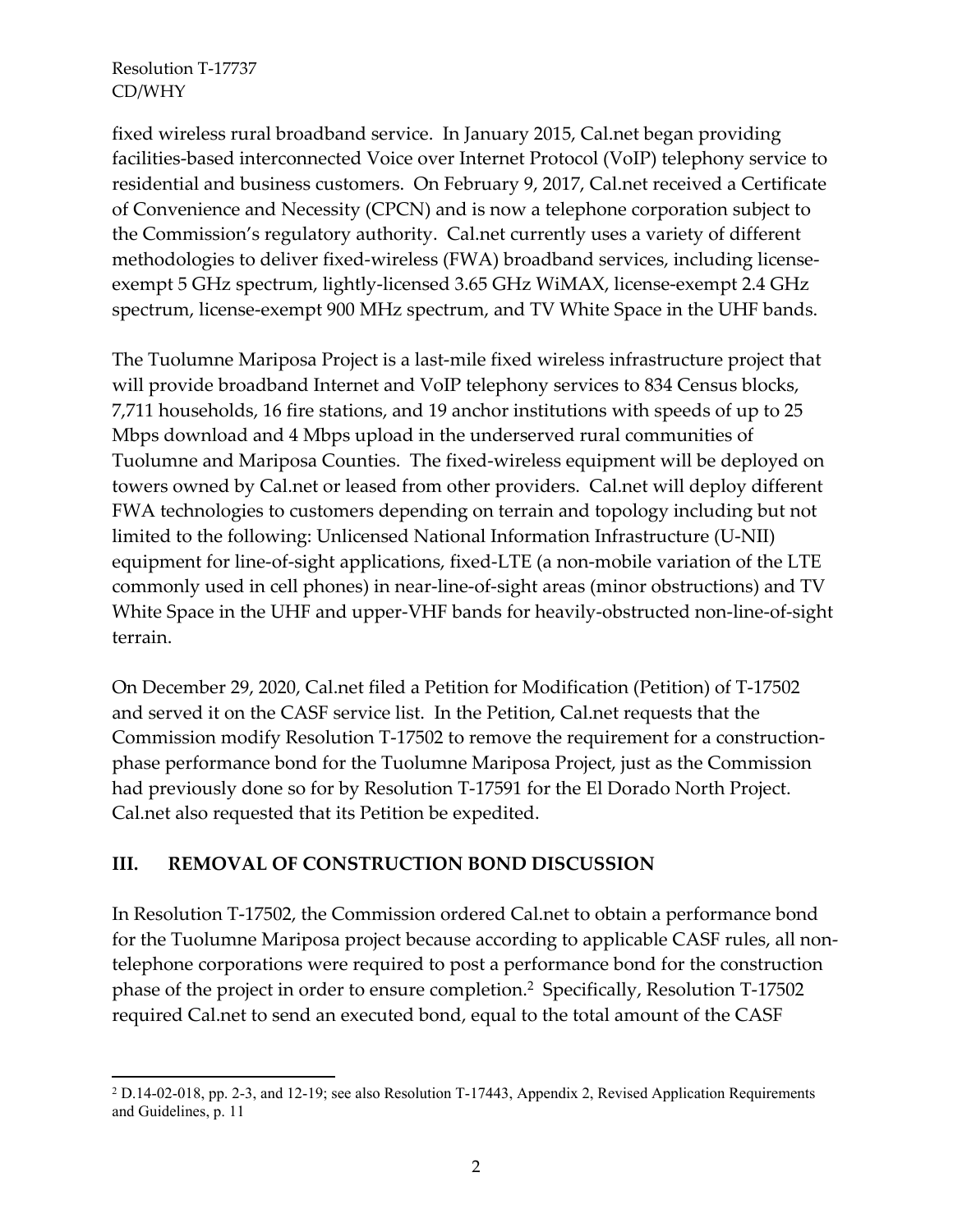fixed wireless rural broadband service. In January 2015, Cal.net began providing facilities-based interconnected Voice over Internet Protocol (VoIP) telephony service to residential and business customers. On February 9, 2017, Cal.net received a Certificate of Convenience and Necessity (CPCN) and is now a telephone corporation subject to the Commission's regulatory authority. Cal.net currently uses a variety of different methodologies to deliver fixed-wireless (FWA) broadband services, including license-exempt 5 GHz spectrum, lightly-licensed 3.65 GHz WiMAX, license-exempt 2.4 GHz spectrum, license-exempt 900 MHz spectrum, and TV White Space in the UHF bands.

The Tuolumne Mariposa Project is a last-mile fixed wireless infrastructure project that will provide broadband Internet and VoIP telephony services to 834 Census blocks, 7,711 households, 16 fire stations, and 19 anchor institutions with speeds of up to 25 Mbps download and 4 Mbps upload in the underserved rural communities of Tuolumne and Mariposa Counties. The fixed-wireless equipment will be deployed on towers owned by Cal.net or leased from other providers. Cal.net will deploy different FWA technologies to customers depending on terrain and topology including but not limited to the following: Unlicensed National Information Infrastructure (U-NII) equipment for line-of-sight applications, fixed-LTE (a non-mobile variation of the LTE commonly used in cell phones) in near-line-of-sight areas (minor obstructions) and TV White Space in the UHF and upper-VHF bands for heavily-obstructed non-line-of-sight terrain.

On December 29, 2020, Cal.net filed a Petition for Modification (Petition) of T-17502 and served it on the CASF service list. In the Petition, Cal.net requests that the Commission modify Resolution T-17502 to remove the requirement for a construction-phase performance bond for the Tuolumne Mariposa Project, just as the Commission had previously done so for by Resolution T-17591 for the El Dorado North Project. Cal.net also requested that its Petition be expedited.

## III. REMOVAL OF CONSTRUCTION BOND DISCUSSION

In Resolution T-17502, the Commission ordered Cal.net to obtain a performance bond for the Tuolumne Mariposa project because according to applicable CASF rules, all non-telephone corporations were required to post a performance bond for the construction phase of the project in order to ensure completion.[2] Specifically, Resolution T-17502 required Cal.net to send an executed bond, equal to the total amount of the CASF

[2] D.14-02-018, pp. 2-3, and 12-19; see also Resolution T-17443, Appendix 2, Revised Application Requirements and Guidelines, p. 11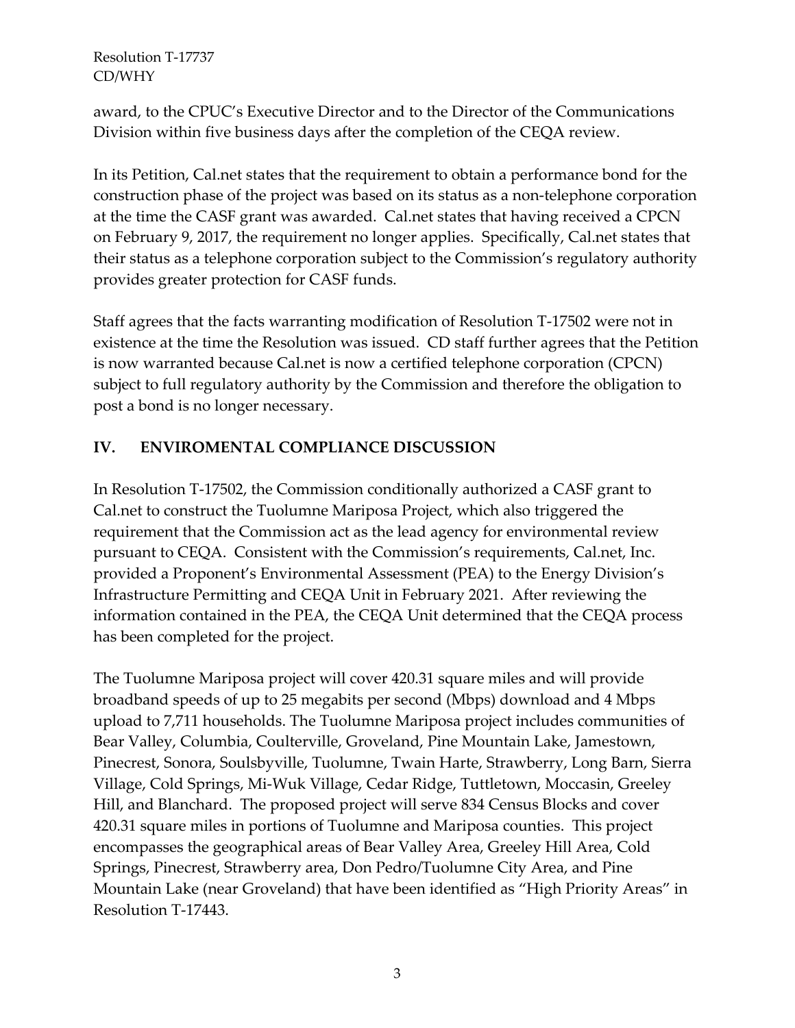award, to the CPUC's Executive Director and to the Director of the Communications Division within five business days after the completion of the CEQA review.

In its Petition, Cal.net states that the requirement to obtain a performance bond for the construction phase of the project was based on its status as a non-telephone corporation at the time the CASF grant was awarded. Cal.net states that having received a CPCN on February 9, 2017, the requirement no longer applies. Specifically, Cal.net states that their status as a telephone corporation subject to the Commission's regulatory authority provides greater protection for CASF funds.

Staff agrees that the facts warranting modification of Resolution T-17502 were not in existence at the time the Resolution was issued. CD staff further agrees that the Petition is now warranted because Cal.net is now a certified telephone corporation (CPCN) subject to full regulatory authority by the Commission and therefore the obligation to post a bond is no longer necessary.

## IV. ENVIROMENTAL COMPLIANCE DISCUSSION

In Resolution T-17502, the Commission conditionally authorized a CASF grant to Cal.net to construct the Tuolumne Mariposa Project, which also triggered the requirement that the Commission act as the lead agency for environmental review pursuant to CEQA. Consistent with the Commission's requirements, Cal.net, Inc. provided a Proponent's Environmental Assessment (PEA) to the Energy Division's Infrastructure Permitting and CEQA Unit in February 2021. After reviewing the information contained in the PEA, the CEQA Unit determined that the CEQA process has been completed for the project.

The Tuolumne Mariposa project will cover 420.31 square miles and will provide broadband speeds of up to 25 megabits per second (Mbps) download and 4 Mbps upload to 7,711 households. The Tuolumne Mariposa project includes communities of Bear Valley, Columbia, Coulterville, Groveland, Pine Mountain Lake, Jamestown, Pinecrest, Sonora, Soulsbyville, Tuolumne, Twain Harte, Strawberry, Long Barn, Sierra Village, Cold Springs, Mi-Wuk Village, Cedar Ridge, Tuttletown, Moccasin, Greeley Hill, and Blanchard. The proposed project will serve 834 Census Blocks and cover 420.31 square miles in portions of Tuolumne and Mariposa counties. This project encompasses the geographical areas of Bear Valley Area, Greeley Hill Area, Cold Springs, Pinecrest, Strawberry area, Don Pedro/Tuolumne City Area, and Pine Mountain Lake (near Groveland) that have been identified as "High Priority Areas" in Resolution T-17443.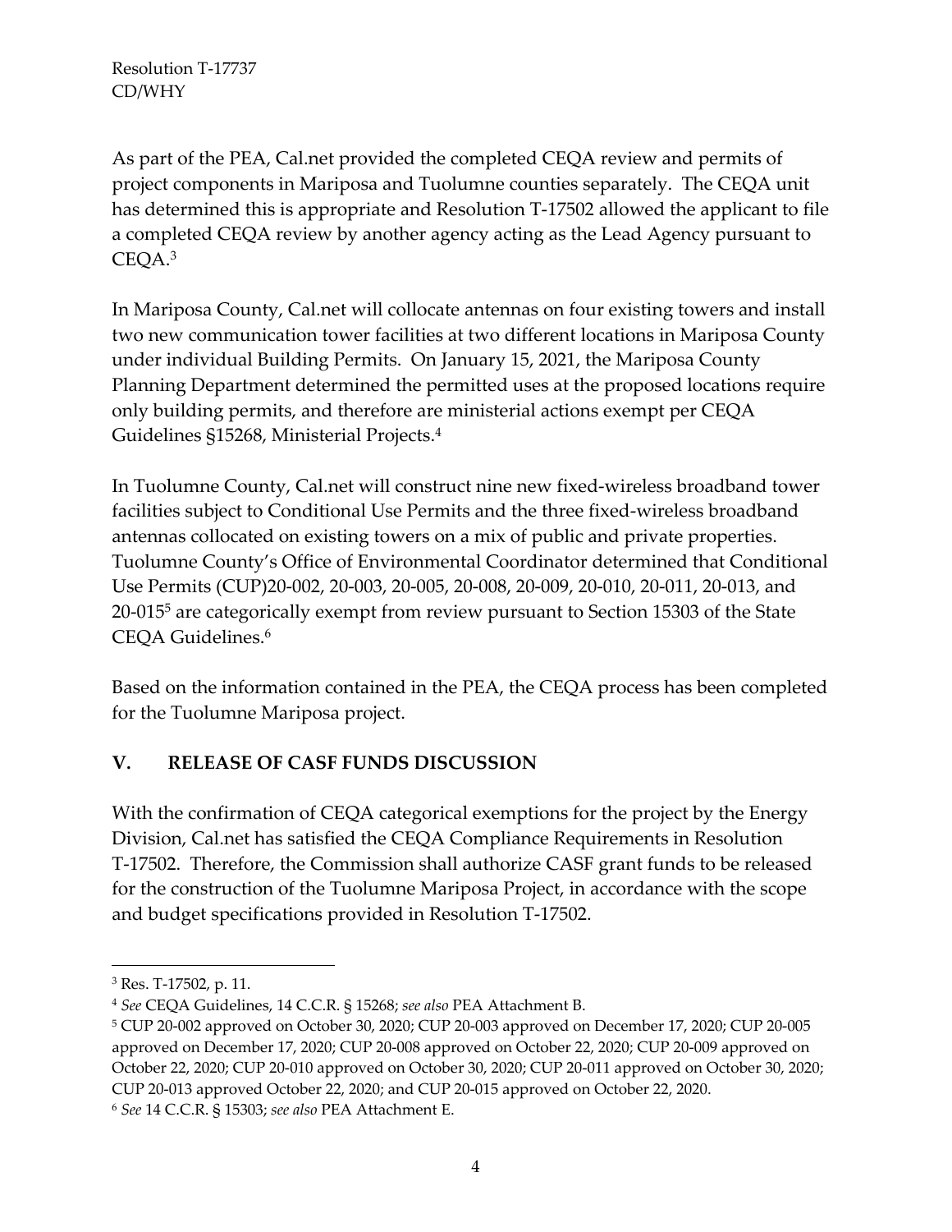As part of the PEA, Cal.net provided the completed CEQA review and permits of project components in Mariposa and Tuolumne counties separately. The CEQA unit has determined this is appropriate and Resolution T-17502 allowed the applicant to file a completed CEQA review by another agency acting as the Lead Agency pursuant to CEQA.[3]

In Mariposa County, Cal.net will collocate antennas on four existing towers and install two new communication tower facilities at two different locations in Mariposa County under individual Building Permits. On January 15, 2021, the Mariposa County Planning Department determined the permitted uses at the proposed locations require only building permits, and therefore are ministerial actions exempt per CEQA Guidelines §15268, Ministerial Projects.[4]

In Tuolumne County, Cal.net will construct nine new fixed-wireless broadband tower facilities subject to Conditional Use Permits and the three fixed-wireless broadband antennas collocated on existing towers on a mix of public and private properties. Tuolumne County's Office of Environmental Coordinator determined that Conditional Use Permits (CUP)20-002, 20-003, 20-005, 20-008, 20-009, 20-010, 20-011, 20-013, and 20-015[5] are categorically exempt from review pursuant to Section 15303 of the State CEQA Guidelines.[6]

Based on the information contained in the PEA, the CEQA process has been completed for the Tuolumne Mariposa project.

## V. RELEASE OF CASF FUNDS DISCUSSION

With the confirmation of CEQA categorical exemptions for the project by the Energy Division, Cal.net has satisfied the CEQA Compliance Requirements in Resolution T-17502. Therefore, the Commission shall authorize CASF grant funds to be released for the construction of the Tuolumne Mariposa Project, in accordance with the scope and budget specifications provided in Resolution T-17502.

---

[3] Res. T-17502, p. 11.

[4] *See* CEQA Guidelines, 14 C.C.R. § 15268; *see also* PEA Attachment B.

[5] CUP 20-002 approved on October 30, 2020; CUP 20-003 approved on December 17, 2020; CUP 20-005 approved on December 17, 2020; CUP 20-008 approved on October 22, 2020; CUP 20-009 approved on October 22, 2020; CUP 20-010 approved on October 30, 2020; CUP 20-011 approved on October 30, 2020; CUP 20-013 approved October 22, 2020; and CUP 20-015 approved on October 22, 2020.

[6] *See* 14 C.C.R. § 15303; *see also* PEA Attachment E.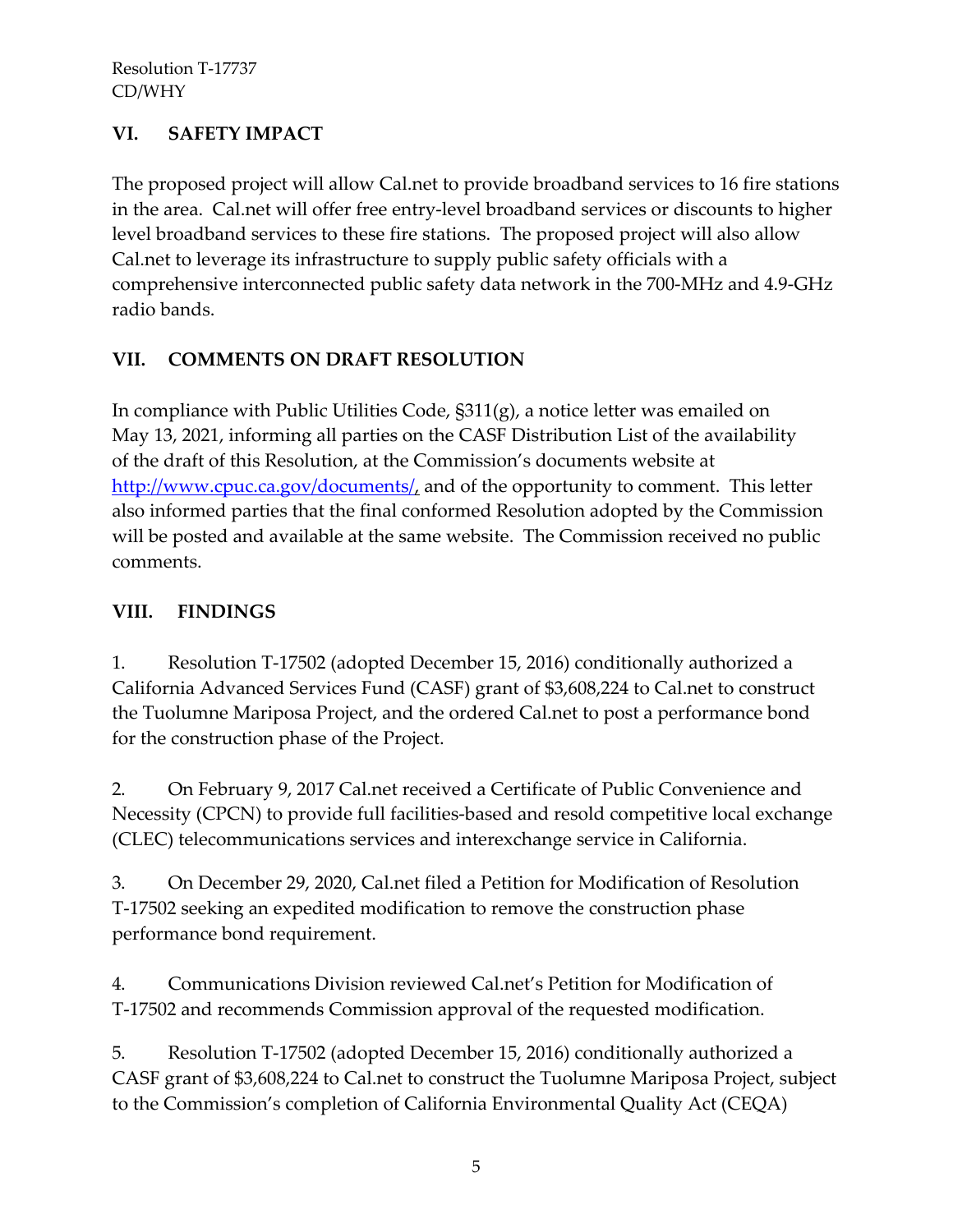## VI. SAFETY IMPACT

The proposed project will allow Cal.net to provide broadband services to 16 fire stations in the area. Cal.net will offer free entry-level broadband services or discounts to higher level broadband services to these fire stations. The proposed project will also allow Cal.net to leverage its infrastructure to supply public safety officials with a comprehensive interconnected public safety data network in the 700-MHz and 4.9-GHz radio bands.

## VII. COMMENTS ON DRAFT RESOLUTION

In compliance with Public Utilities Code, §311(g), a notice letter was emailed on May 13, 2021, informing all parties on the CASF Distribution List of the availability of the draft of this Resolution, at the Commission's documents website at [http://www.cpuc.ca.gov/documents/](http://www.cpuc.ca.gov/documents/), and of the opportunity to comment. This letter also informed parties that the final conformed Resolution adopted by the Commission will be posted and available at the same website. The Commission received no public comments.

## VIII. FINDINGS

1. Resolution T-17502 (adopted December 15, 2016) conditionally authorized a California Advanced Services Fund (CASF) grant of $3,608,224 to Cal.net to construct the Tuolumne Mariposa Project, and the ordered Cal.net to post a performance bond for the construction phase of the Project.

2. On February 9, 2017 Cal.net received a Certificate of Public Convenience and Necessity (CPCN) to provide full facilities-based and resold competitive local exchange (CLEC) telecommunications services and interexchange service in California.

3. On December 29, 2020, Cal.net filed a Petition for Modification of Resolution T-17502 seeking an expedited modification to remove the construction phase performance bond requirement.

4. Communications Division reviewed Cal.net's Petition for Modification of T-17502 and recommends Commission approval of the requested modification.

5. Resolution T-17502 (adopted December 15, 2016) conditionally authorized a CASF grant of $3,608,224 to Cal.net to construct the Tuolumne Mariposa Project, subject to the Commission's completion of California Environmental Quality Act (CEQA)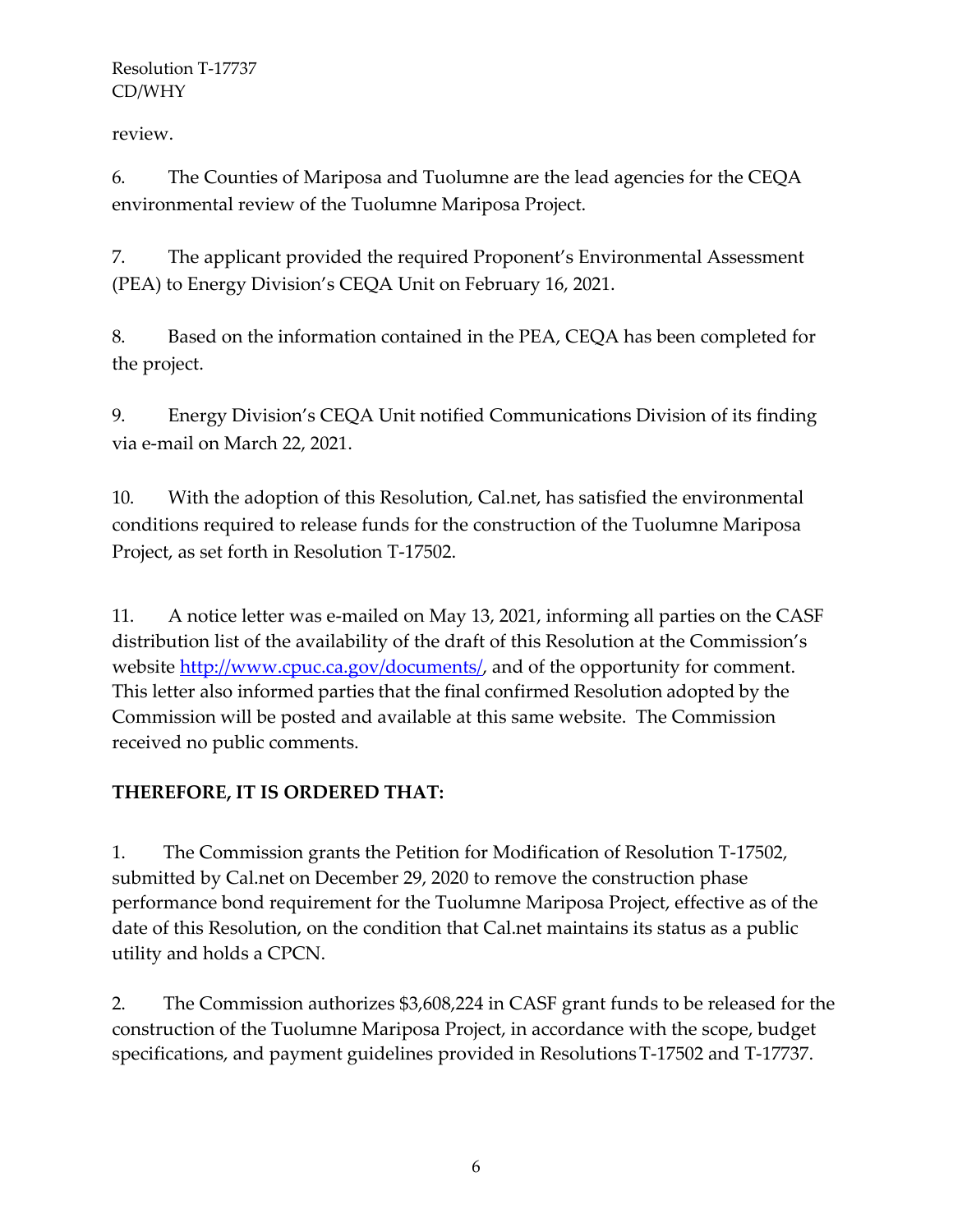review.

6. The Counties of Mariposa and Tuolumne are the lead agencies for the CEQA environmental review of the Tuolumne Mariposa Project.

7. The applicant provided the required Proponent's Environmental Assessment (PEA) to Energy Division's CEQA Unit on February 16, 2021.

8. Based on the information contained in the PEA, CEQA has been completed for the project.

9. Energy Division's CEQA Unit notified Communications Division of its finding via e-mail on March 22, 2021.

10. With the adoption of this Resolution, Cal.net, has satisfied the environmental conditions required to release funds for the construction of the Tuolumne Mariposa Project, as set forth in Resolution T-17502.

11. A notice letter was e-mailed on May 13, 2021, informing all parties on the CASF distribution list of the availability of the draft of this Resolution at the Commission's website [http://www.cpuc.ca.gov/documents/](http://www.cpuc.ca.gov/documents/), and of the opportunity for comment. This letter also informed parties that the final confirmed Resolution adopted by the Commission will be posted and available at this same website. The Commission received no public comments.

**THEREFORE, IT IS ORDERED THAT:**

1. The Commission grants the Petition for Modification of Resolution T-17502, submitted by Cal.net on December 29, 2020 to remove the construction phase performance bond requirement for the Tuolumne Mariposa Project, effective as of the date of this Resolution, on the condition that Cal.net maintains its status as a public utility and holds a CPCN.

2. The Commission authorizes $3,608,224 in CASF grant funds to be released for the construction of the Tuolumne Mariposa Project, in accordance with the scope, budget specifications, and payment guidelines provided in Resolutions T-17502 and T-17737.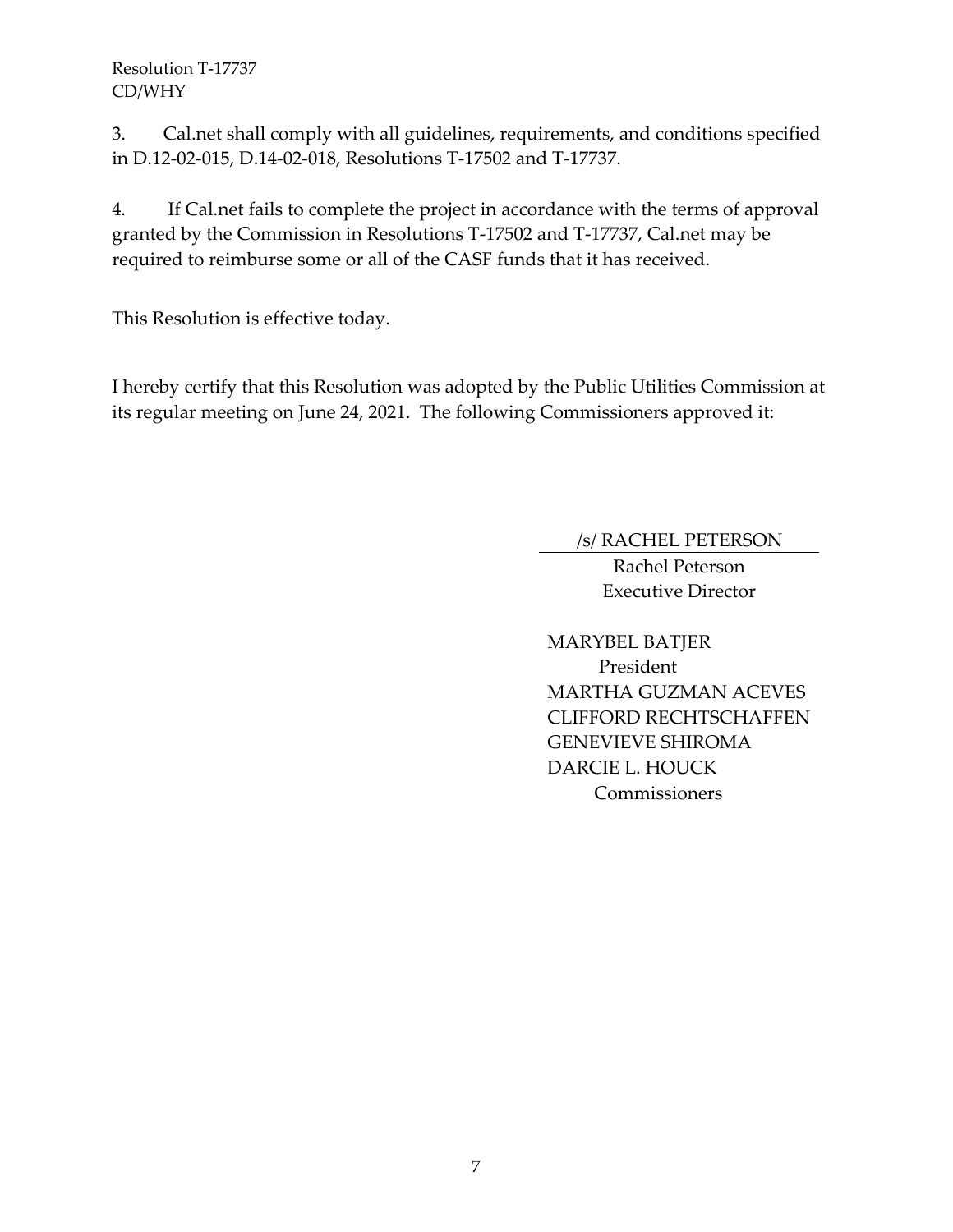3. Cal.net shall comply with all guidelines, requirements, and conditions specified in D.12-02-015, D.14-02-018, Resolutions T-17502 and T-17737.

4. If Cal.net fails to complete the project in accordance with the terms of approval granted by the Commission in Resolutions T-17502 and T-17737, Cal.net may be required to reimburse some or all of the CASF funds that it has received.

This Resolution is effective today.

I hereby certify that this Resolution was adopted by the Public Utilities Commission at its regular meeting on June 24, 2021. The following Commissioners approved it:

/s/ RACHEL PETERSON

Rachel Peterson
Executive Director

MARYBEL BATJER
President
MARTHA GUZMAN ACEVES
CLIFFORD RECHTSCHAFFEN
GENEVIEVE SHIROMA
DARCIE L. HOUCK
Commissioners